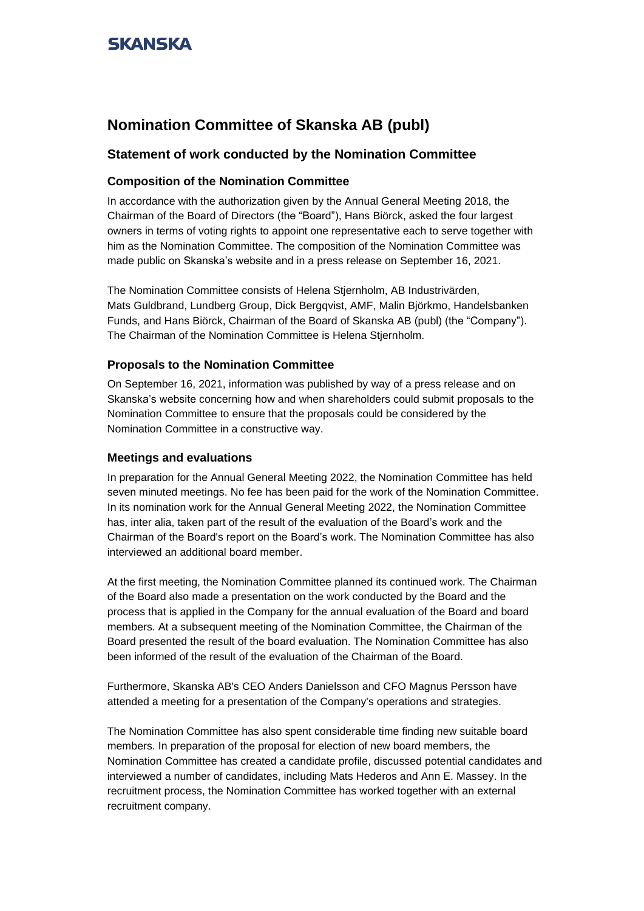SKANSKA

# Nomination Committee of Skanska AB (publ)

## Statement of work conducted by the Nomination Committee

### Composition of the Nomination Committee

In accordance with the authorization given by the Annual General Meeting 2018, the Chairman of the Board of Directors (the "Board"), Hans Biörck, asked the four largest owners in terms of voting rights to appoint one representative each to serve together with him as the Nomination Committee. The composition of the Nomination Committee was made public on Skanska's website and in a press release on September 16, 2021.

The Nomination Committee consists of Helena Stjernholm, AB Industrivärden, Mats Guldbrand, Lundberg Group, Dick Bergqvist, AMF, Malin Björkmo, Handelsbanken Funds, and Hans Biörck, Chairman of the Board of Skanska AB (publ) (the "Company"). The Chairman of the Nomination Committee is Helena Stjernholm.

### Proposals to the Nomination Committee

On September 16, 2021, information was published by way of a press release and on Skanska's website concerning how and when shareholders could submit proposals to the Nomination Committee to ensure that the proposals could be considered by the Nomination Committee in a constructive way.

### Meetings and evaluations

In preparation for the Annual General Meeting 2022, the Nomination Committee has held seven minuted meetings. No fee has been paid for the work of the Nomination Committee. In its nomination work for the Annual General Meeting 2022, the Nomination Committee has, inter alia, taken part of the result of the evaluation of the Board's work and the Chairman of the Board's report on the Board's work. The Nomination Committee has also interviewed an additional board member.

At the first meeting, the Nomination Committee planned its continued work. The Chairman of the Board also made a presentation on the work conducted by the Board and the process that is applied in the Company for the annual evaluation of the Board and board members. At a subsequent meeting of the Nomination Committee, the Chairman of the Board presented the result of the board evaluation. The Nomination Committee has also been informed of the result of the evaluation of the Chairman of the Board.

Furthermore, Skanska AB's CEO Anders Danielsson and CFO Magnus Persson have attended a meeting for a presentation of the Company's operations and strategies.

The Nomination Committee has also spent considerable time finding new suitable board members. In preparation of the proposal for election of new board members, the Nomination Committee has created a candidate profile, discussed potential candidates and interviewed a number of candidates, including Mats Hederos and Ann E. Massey. In the recruitment process, the Nomination Committee has worked together with an external recruitment company.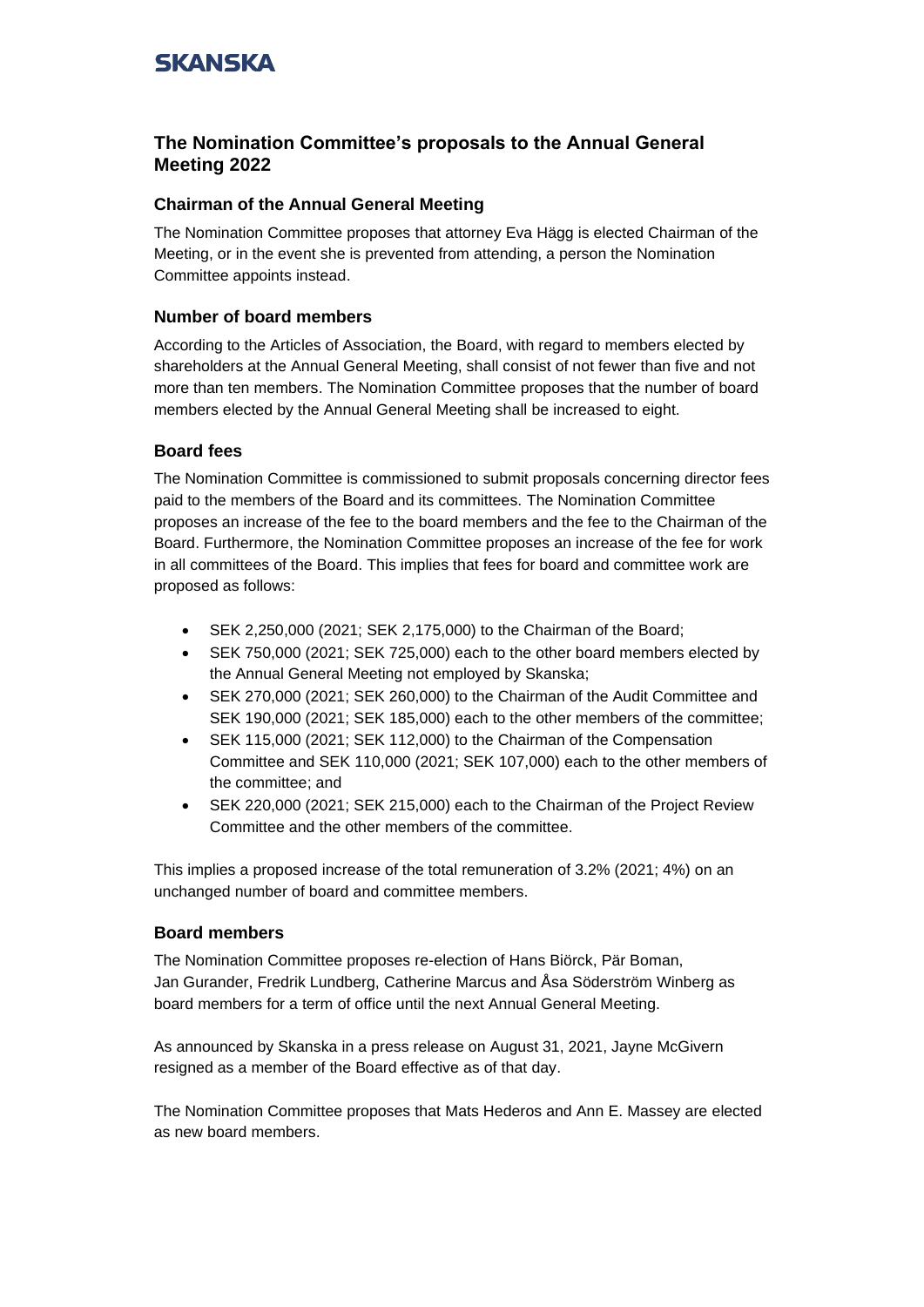## The Nomination Committee's proposals to the Annual General Meeting 2022

### Chairman of the Annual General Meeting

The Nomination Committee proposes that attorney Eva Hägg is elected Chairman of the Meeting, or in the event she is prevented from attending, a person the Nomination Committee appoints instead.

### Number of board members

According to the Articles of Association, the Board, with regard to members elected by shareholders at the Annual General Meeting, shall consist of not fewer than five and not more than ten members. The Nomination Committee proposes that the number of board members elected by the Annual General Meeting shall be increased to eight.

### Board fees

The Nomination Committee is commissioned to submit proposals concerning director fees paid to the members of the Board and its committees. The Nomination Committee proposes an increase of the fee to the board members and the fee to the Chairman of the Board. Furthermore, the Nomination Committee proposes an increase of the fee for work in all committees of the Board. This implies that fees for board and committee work are proposed as follows:

- SEK 2,250,000 (2021; SEK 2,175,000) to the Chairman of the Board;
- SEK 750,000 (2021; SEK 725,000) each to the other board members elected by the Annual General Meeting not employed by Skanska;
- SEK 270,000 (2021; SEK 260,000) to the Chairman of the Audit Committee and SEK 190,000 (2021; SEK 185,000) each to the other members of the committee;
- SEK 115,000 (2021; SEK 112,000) to the Chairman of the Compensation Committee and SEK 110,000 (2021; SEK 107,000) each to the other members of the committee; and
- SEK 220,000 (2021; SEK 215,000) each to the Chairman of the Project Review Committee and the other members of the committee.

This implies a proposed increase of the total remuneration of 3.2% (2021; 4%) on an unchanged number of board and committee members.

### Board members

The Nomination Committee proposes re-election of Hans Biörck, Pär Boman, Jan Gurander, Fredrik Lundberg, Catherine Marcus and Åsa Söderström Winberg as board members for a term of office until the next Annual General Meeting.

As announced by Skanska in a press release on August 31, 2021, Jayne McGivern resigned as a member of the Board effective as of that day.

The Nomination Committee proposes that Mats Hederos and Ann E. Massey are elected as new board members.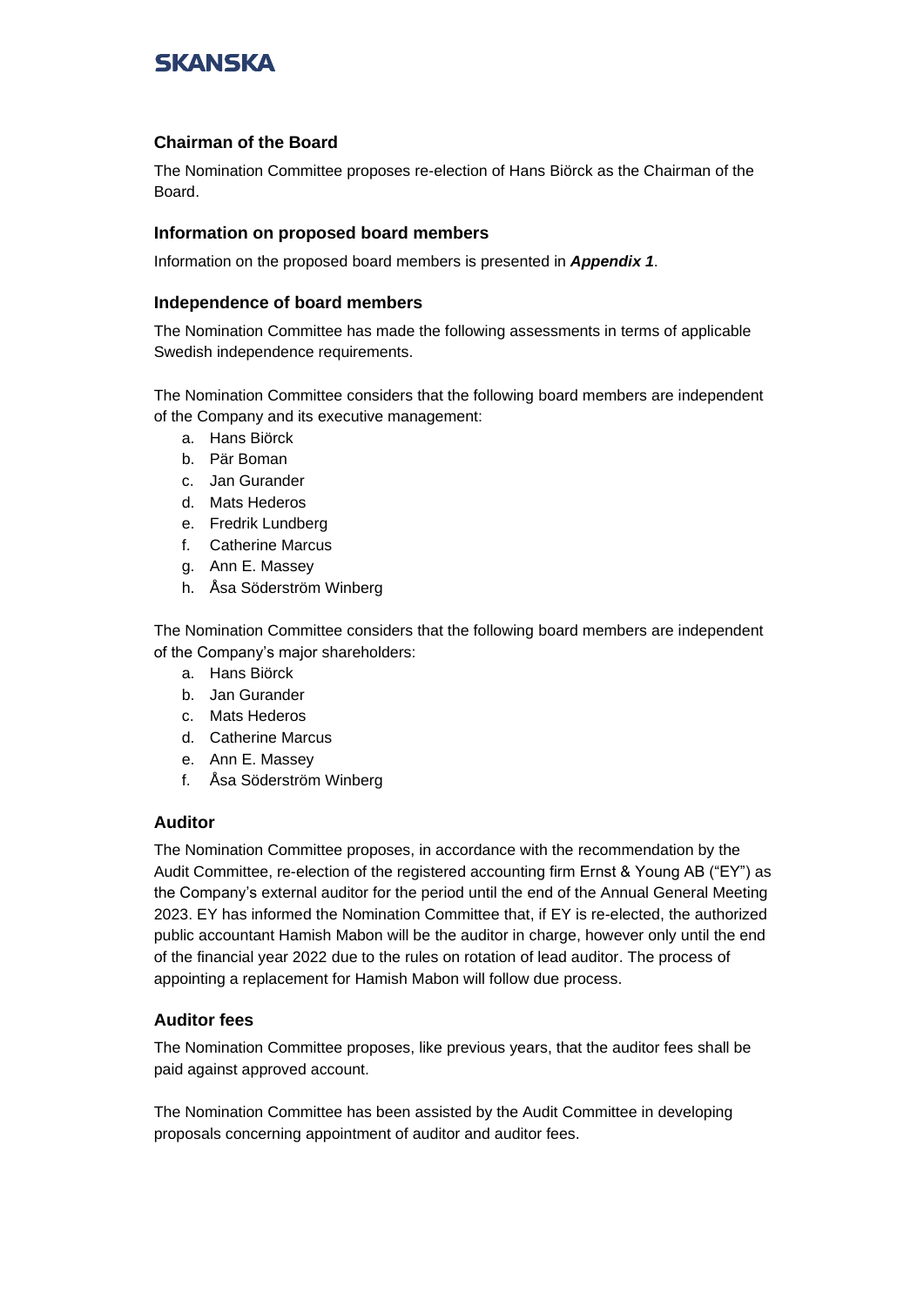## Chairman of the Board

The Nomination Committee proposes re-election of Hans Biörck as the Chairman of the Board.

## Information on proposed board members

Information on the proposed board members is presented in ***Appendix 1***.

## Independence of board members

The Nomination Committee has made the following assessments in terms of applicable Swedish independence requirements.

The Nomination Committee considers that the following board members are independent of the Company and its executive management:

a. Hans Biörck
b. Pär Boman
c. Jan Gurander
d. Mats Hederos
e. Fredrik Lundberg
f. Catherine Marcus
g. Ann E. Massey
h. Åsa Söderström Winberg

The Nomination Committee considers that the following board members are independent of the Company's major shareholders:

a. Hans Biörck
b. Jan Gurander
c. Mats Hederos
d. Catherine Marcus
e. Ann E. Massey
f. Åsa Söderström Winberg

## Auditor

The Nomination Committee proposes, in accordance with the recommendation by the Audit Committee, re-election of the registered accounting firm Ernst & Young AB ("EY") as the Company's external auditor for the period until the end of the Annual General Meeting 2023. EY has informed the Nomination Committee that, if EY is re-elected, the authorized public accountant Hamish Mabon will be the auditor in charge, however only until the end of the financial year 2022 due to the rules on rotation of lead auditor. The process of appointing a replacement for Hamish Mabon will follow due process.

## Auditor fees

The Nomination Committee proposes, like previous years, that the auditor fees shall be paid against approved account.

The Nomination Committee has been assisted by the Audit Committee in developing proposals concerning appointment of auditor and auditor fees.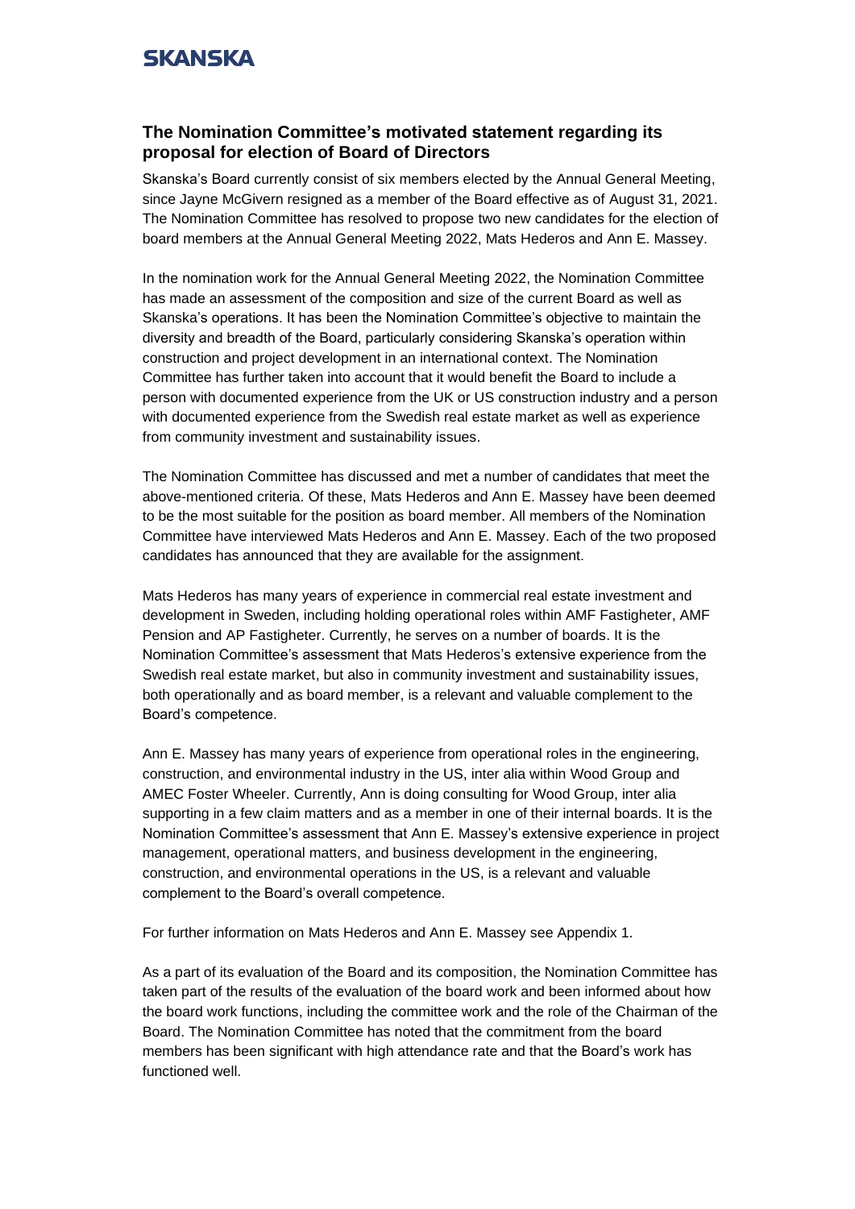## The Nomination Committee's motivated statement regarding its proposal for election of Board of Directors

Skanska's Board currently consist of six members elected by the Annual General Meeting, since Jayne McGivern resigned as a member of the Board effective as of August 31, 2021. The Nomination Committee has resolved to propose two new candidates for the election of board members at the Annual General Meeting 2022, Mats Hederos and Ann E. Massey.

In the nomination work for the Annual General Meeting 2022, the Nomination Committee has made an assessment of the composition and size of the current Board as well as Skanska's operations. It has been the Nomination Committee's objective to maintain the diversity and breadth of the Board, particularly considering Skanska's operation within construction and project development in an international context. The Nomination Committee has further taken into account that it would benefit the Board to include a person with documented experience from the UK or US construction industry and a person with documented experience from the Swedish real estate market as well as experience from community investment and sustainability issues.

The Nomination Committee has discussed and met a number of candidates that meet the above-mentioned criteria. Of these, Mats Hederos and Ann E. Massey have been deemed to be the most suitable for the position as board member. All members of the Nomination Committee have interviewed Mats Hederos and Ann E. Massey. Each of the two proposed candidates has announced that they are available for the assignment.

Mats Hederos has many years of experience in commercial real estate investment and development in Sweden, including holding operational roles within AMF Fastigheter, AMF Pension and AP Fastigheter. Currently, he serves on a number of boards. It is the Nomination Committee's assessment that Mats Hederos's extensive experience from the Swedish real estate market, but also in community investment and sustainability issues, both operationally and as board member, is a relevant and valuable complement to the Board's competence.

Ann E. Massey has many years of experience from operational roles in the engineering, construction, and environmental industry in the US, inter alia within Wood Group and AMEC Foster Wheeler. Currently, Ann is doing consulting for Wood Group, inter alia supporting in a few claim matters and as a member in one of their internal boards. It is the Nomination Committee's assessment that Ann E. Massey's extensive experience in project management, operational matters, and business development in the engineering, construction, and environmental operations in the US, is a relevant and valuable complement to the Board's overall competence.

For further information on Mats Hederos and Ann E. Massey see Appendix 1.

As a part of its evaluation of the Board and its composition, the Nomination Committee has taken part of the results of the evaluation of the board work and been informed about how the board work functions, including the committee work and the role of the Chairman of the Board. The Nomination Committee has noted that the commitment from the board members has been significant with high attendance rate and that the Board's work has functioned well.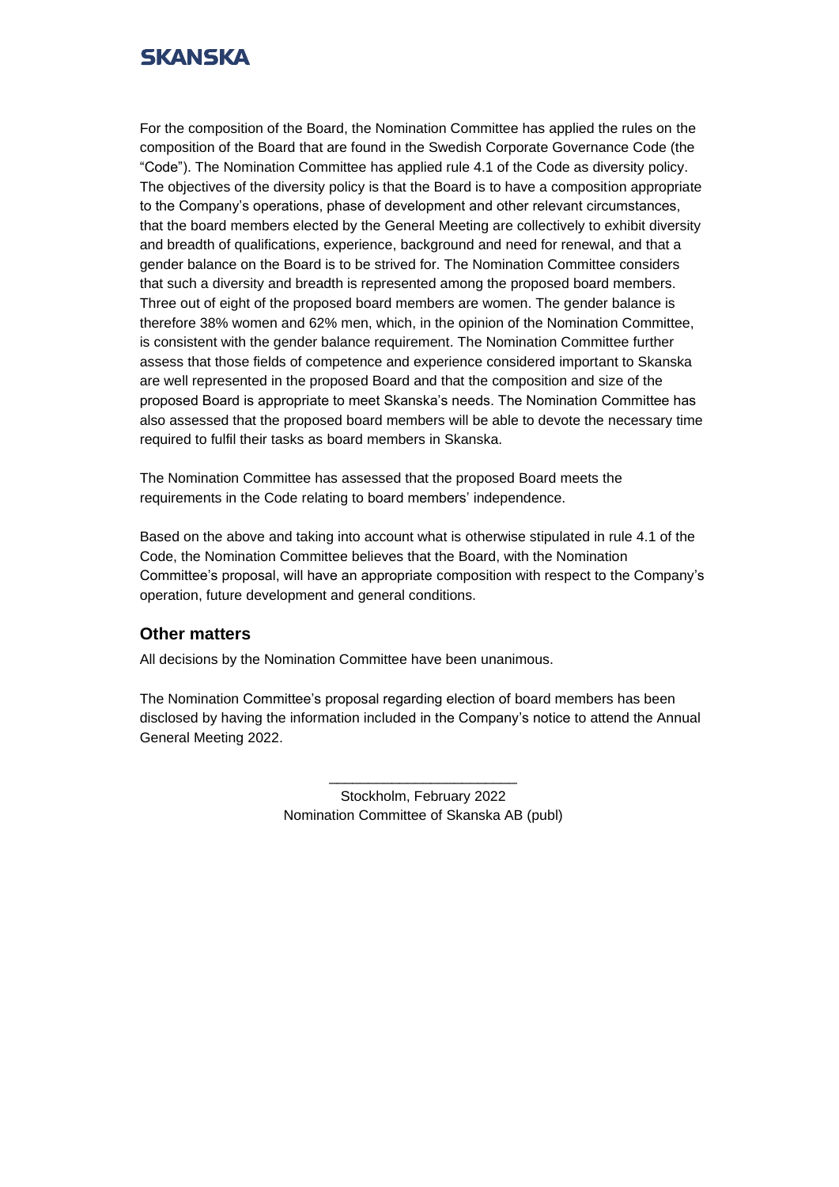For the composition of the Board, the Nomination Committee has applied the rules on the composition of the Board that are found in the Swedish Corporate Governance Code (the "Code"). The Nomination Committee has applied rule 4.1 of the Code as diversity policy. The objectives of the diversity policy is that the Board is to have a composition appropriate to the Company's operations, phase of development and other relevant circumstances, that the board members elected by the General Meeting are collectively to exhibit diversity and breadth of qualifications, experience, background and need for renewal, and that a gender balance on the Board is to be strived for. The Nomination Committee considers that such a diversity and breadth is represented among the proposed board members. Three out of eight of the proposed board members are women. The gender balance is therefore 38% women and 62% men, which, in the opinion of the Nomination Committee, is consistent with the gender balance requirement. The Nomination Committee further assess that those fields of competence and experience considered important to Skanska are well represented in the proposed Board and that the composition and size of the proposed Board is appropriate to meet Skanska's needs. The Nomination Committee has also assessed that the proposed board members will be able to devote the necessary time required to fulfil their tasks as board members in Skanska.

The Nomination Committee has assessed that the proposed Board meets the requirements in the Code relating to board members' independence.

Based on the above and taking into account what is otherwise stipulated in rule 4.1 of the Code, the Nomination Committee believes that the Board, with the Nomination Committee's proposal, will have an appropriate composition with respect to the Company's operation, future development and general conditions.

## Other matters

All decisions by the Nomination Committee have been unanimous.

The Nomination Committee's proposal regarding election of board members has been disclosed by having the information included in the Company's notice to attend the Annual General Meeting 2022.

\_\_\_\_\_\_\_\_\_\_\_\_\_\_\_\_\_\_\_\_\_\_\_\_

Stockholm, February 2022

Nomination Committee of Skanska AB (publ)